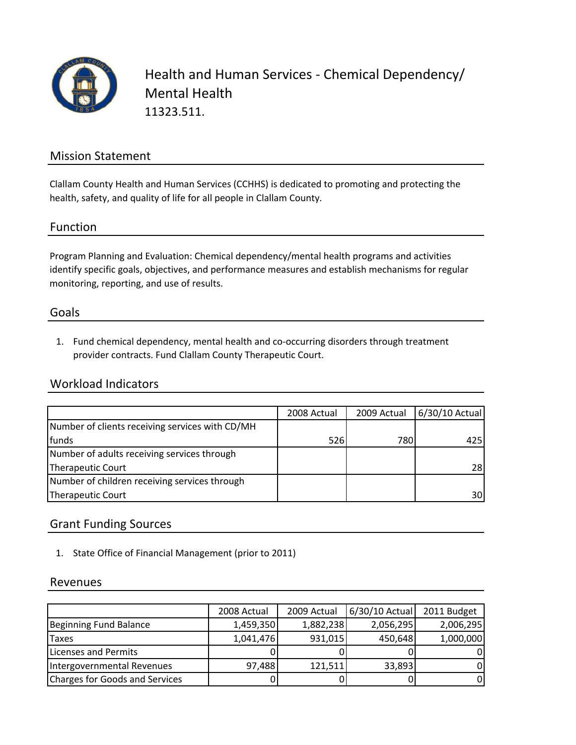# Health and Human Services - Chemical Dependency/ Mental Health

11323.511.

## Mission Statement

Clallam County Health and Human Services (CCHHS) is dedicated to promoting and protecting the health, safety, and quality of life for all people in Clallam County.

## Function

Program Planning and Evaluation: Chemical dependency/mental health programs and activities identify specific goals, objectives, and performance measures and establish mechanisms for regular monitoring, reporting, and use of results.

## Goals

1. Fund chemical dependency, mental health and co-occurring disorders through treatment provider contracts. Fund Clallam County Therapeutic Court.

## Workload Indicators

| | 2008 Actual | 2009 Actual | 6/30/10 Actual |
|---|---|---|---|
| Number of clients receiving services with CD/MH funds | 526 | 780 | 425 |
| Number of adults receiving services through Therapeutic Court | | | 28 |
| Number of children receiving services through Therapeutic Court | | | 30 |

## Grant Funding Sources

1. State Office of Financial Management (prior to 2011)

## Revenues

| | 2008 Actual | 2009 Actual | 6/30/10 Actual | 2011 Budget |
|---|---|---|---|---|
| Beginning Fund Balance | 1,459,350 | 1,882,238 | 2,056,295 | 2,006,295 |
| Taxes | 1,041,476 | 931,015 | 450,648 | 1,000,000 |
| Licenses and Permits | 0 | 0 | 0 | 0 |
| Intergovernmental Revenues | 97,488 | 121,511 | 33,893 | 0 |
| Charges for Goods and Services | 0 | 0 | 0 | 0 |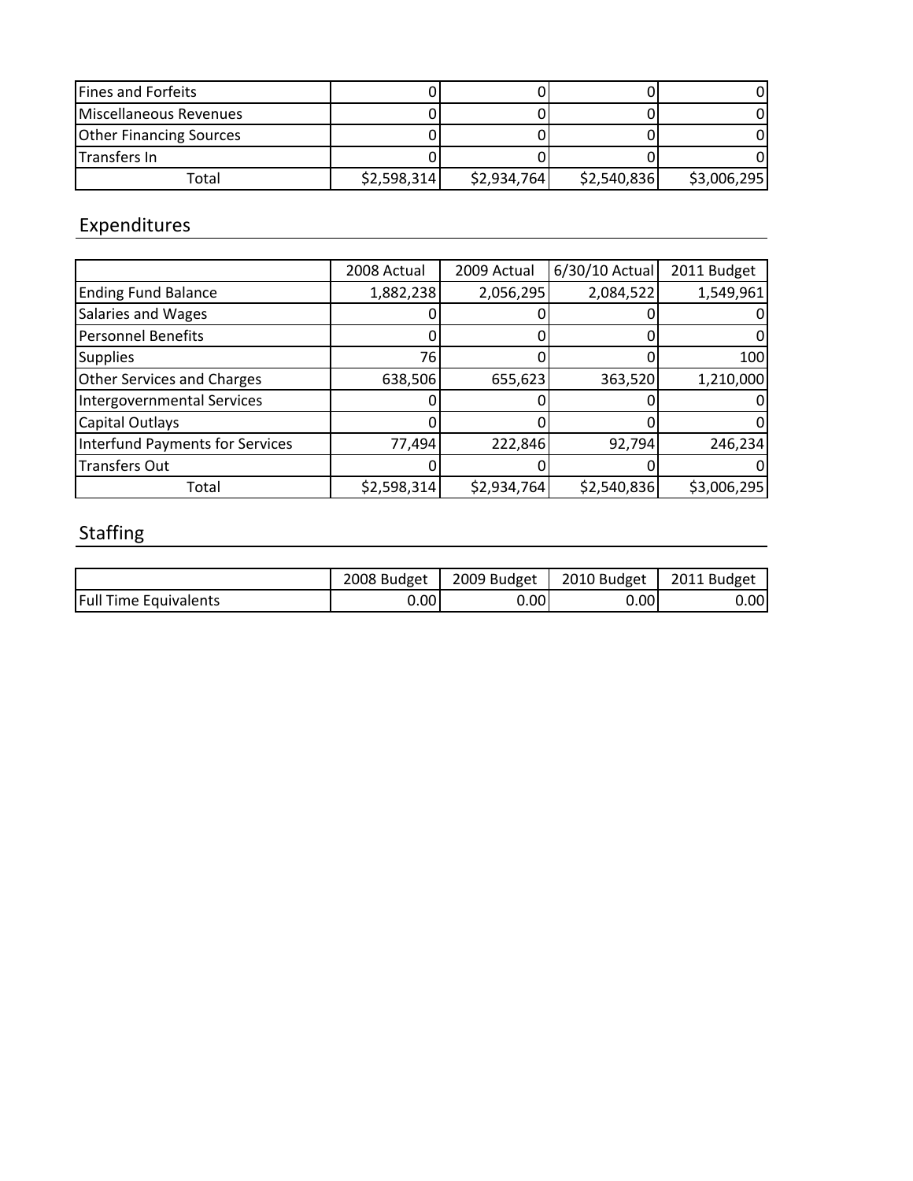| | | | | |
|---|---|---|---|---|
| Fines and Forfeits | 0 | 0 | 0 | 0 |
| Miscellaneous Revenues | 0 | 0 | 0 | 0 |
| Other Financing Sources | 0 | 0 | 0 | 0 |
| Transfers In | 0 | 0 | 0 | 0 |
| Total | $2,598,314 | $2,934,764 | $2,540,836 | $3,006,295 |

## Expenditures

| | 2008 Actual | 2009 Actual | 6/30/10 Actual | 2011 Budget |
|---|---|---|---|---|
| Ending Fund Balance | 1,882,238 | 2,056,295 | 2,084,522 | 1,549,961 |
| Salaries and Wages | 0 | 0 | 0 | 0 |
| Personnel Benefits | 0 | 0 | 0 | 0 |
| Supplies | 76 | 0 | 0 | 100 |
| Other Services and Charges | 638,506 | 655,623 | 363,520 | 1,210,000 |
| Intergovernmental Services | 0 | 0 | 0 | 0 |
| Capital Outlays | 0 | 0 | 0 | 0 |
| Interfund Payments for Services | 77,494 | 222,846 | 92,794 | 246,234 |
| Transfers Out | 0 | 0 | 0 | 0 |
| Total | $2,598,314 | $2,934,764 | $2,540,836 | $3,006,295 |

## Staffing

| | 2008 Budget | 2009 Budget | 2010 Budget | 2011 Budget |
|---|---|---|---|---|
| Full Time Equivalents | 0.00 | 0.00 | 0.00 | 0.00 |